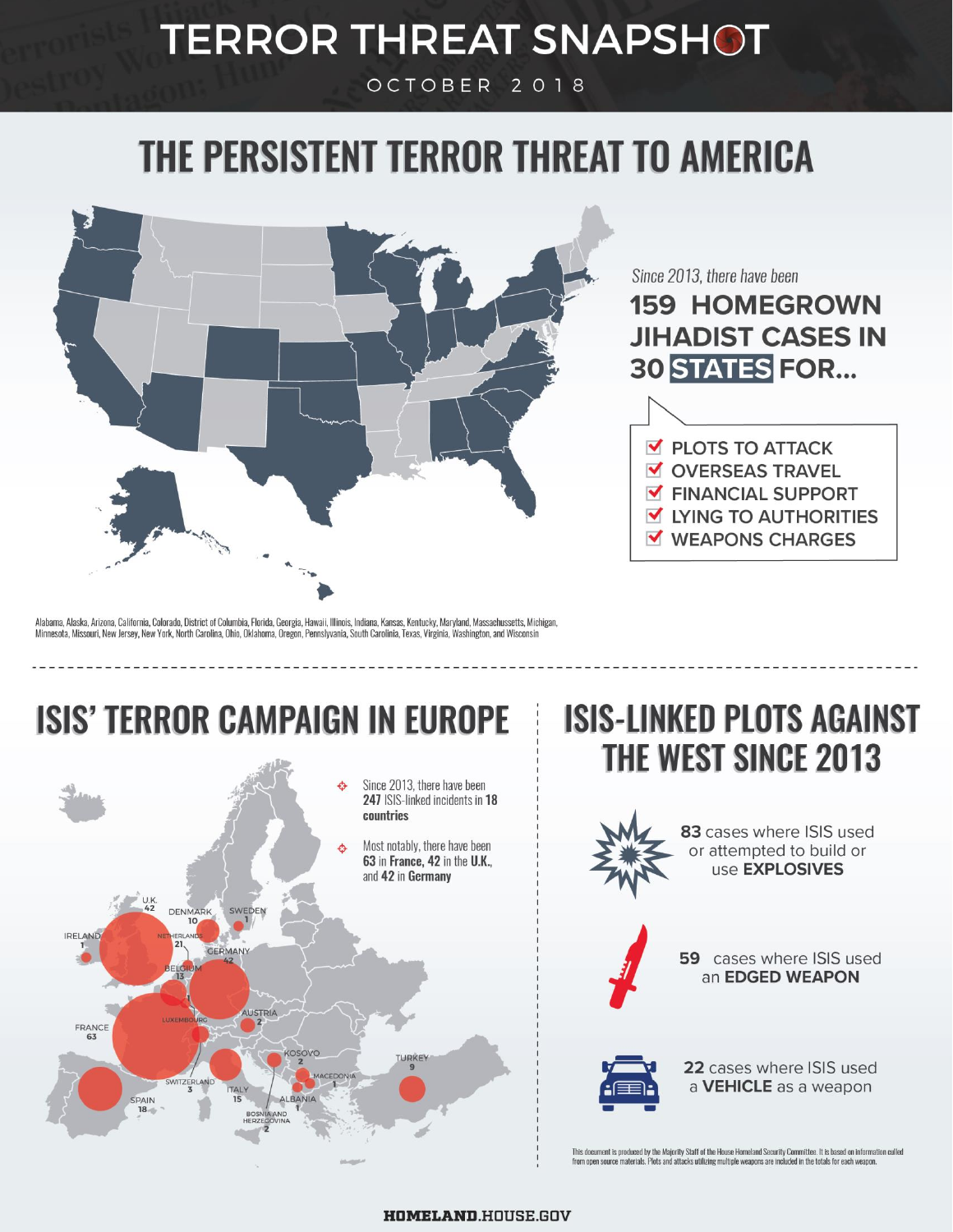# TERROR THREAT SNAPSHOT

OCTOBER 2018

## THE PERSISTENT TERROR THREAT TO AMERICA

*Since 2013, there have been*

**159 HOMEGROWN JIHADIST CASES IN 30 STATES FOR...**

- PLOTS TO ATTACK
- OVERSEAS TRAVEL
- FINANCIAL SUPPORT
- LYING TO AUTHORITIES
- WEAPONS CHARGES

Alabama, Alaska, Arizona, California, Colorado, District of Columbia, Florida, Georgia, Hawaii, Illinois, Indiana, Kansas, Kentucky, Maryland, Massachussetts, Michigan, Minnesota, Missouri, New Jersey, New York, North Carolina, Ohio, Oklahoma, Oregon, Pennslyvania, South Carolinia, Texas, Virginia, Washington, and Wisconsin

## ISIS' TERROR CAMPAIGN IN EUROPE

- Since 2013, there have been **247** ISIS-linked incidents in **18 countries**
- Most notably, there have been **63** in **France**, **42** in the **U.K.**, and **42** in **Germany**

U.K. 42
DENMARK 10
SWEDEN 1
IRELAND 1
NETHERLANDS 21
GERMANY 42
BELGIUM 13
LUXEMBOURG
AUSTRIA 2
FRANCE 63
KOSOVO 2
TURKEY 9
MACEDONIA 1
SWITZERLAND 3
ITALY 15
ALBANIA 1
SPAIN 18
BOSNIA AND HERZEGOVINA 2

## ISIS-LINKED PLOTS AGAINST THE WEST SINCE 2013

**83** cases where ISIS used or attempted to build or use **EXPLOSIVES**

**59** cases where ISIS used an **EDGED WEAPON**

**22** cases where ISIS used a **VEHICLE** as a weapon

This document is produced by the Majority Staff of the House Homeland Security Committee. It is based on information culled from open source materials. Plots and attacks utilizing multiple weapons are included in the totals for each weapon.

**HOMELAND**.HOUSE.GOV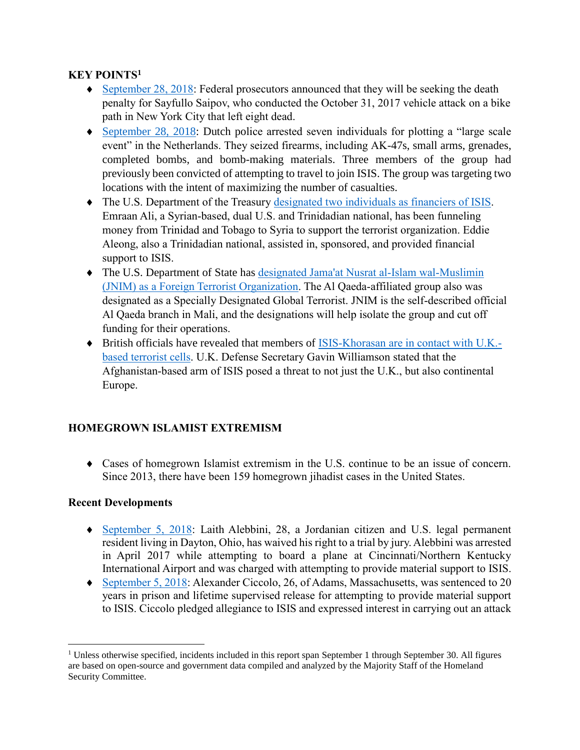**KEY POINTS**[1]

- September 28, 2018: Federal prosecutors announced that they will be seeking the death penalty for Sayfullo Saipov, who conducted the October 31, 2017 vehicle attack on a bike path in New York City that left eight dead.
- September 28, 2018: Dutch police arrested seven individuals for plotting a "large scale event" in the Netherlands. They seized firearms, including AK-47s, small arms, grenades, completed bombs, and bomb-making materials. Three members of the group had previously been convicted of attempting to travel to join ISIS. The group was targeting two locations with the intent of maximizing the number of casualties.
- The U.S. Department of the Treasury designated two individuals as financiers of ISIS. Emraan Ali, a Syrian-based, dual U.S. and Trinidadian national, has been funneling money from Trinidad and Tobago to Syria to support the terrorist organization. Eddie Aleong, also a Trinidadian national, assisted in, sponsored, and provided financial support to ISIS.
- The U.S. Department of State has designated Jama'at Nusrat al-Islam wal-Muslimin (JNIM) as a Foreign Terrorist Organization. The Al Qaeda-affiliated group also was designated as a Specially Designated Global Terrorist. JNIM is the self-described official Al Qaeda branch in Mali, and the designations will help isolate the group and cut off funding for their operations.
- British officials have revealed that members of ISIS-Khorasan are in contact with U.K.-based terrorist cells. U.K. Defense Secretary Gavin Williamson stated that the Afghanistan-based arm of ISIS posed a threat to not just the U.K., but also continental Europe.

**HOMEGROWN ISLAMIST EXTREMISM**

- Cases of homegrown Islamist extremism in the U.S. continue to be an issue of concern. Since 2013, there have been 159 homegrown jihadist cases in the United States.

**Recent Developments**

- September 5, 2018: Laith Alebbini, 28, a Jordanian citizen and U.S. legal permanent resident living in Dayton, Ohio, has waived his right to a trial by jury. Alebbini was arrested in April 2017 while attempting to board a plane at Cincinnati/Northern Kentucky International Airport and was charged with attempting to provide material support to ISIS.
- September 5, 2018: Alexander Ciccolo, 26, of Adams, Massachusetts, was sentenced to 20 years in prison and lifetime supervised release for attempting to provide material support to ISIS. Ciccolo pledged allegiance to ISIS and expressed interest in carrying out an attack

[1] Unless otherwise specified, incidents included in this report span September 1 through September 30. All figures are based on open-source and government data compiled and analyzed by the Majority Staff of the Homeland Security Committee.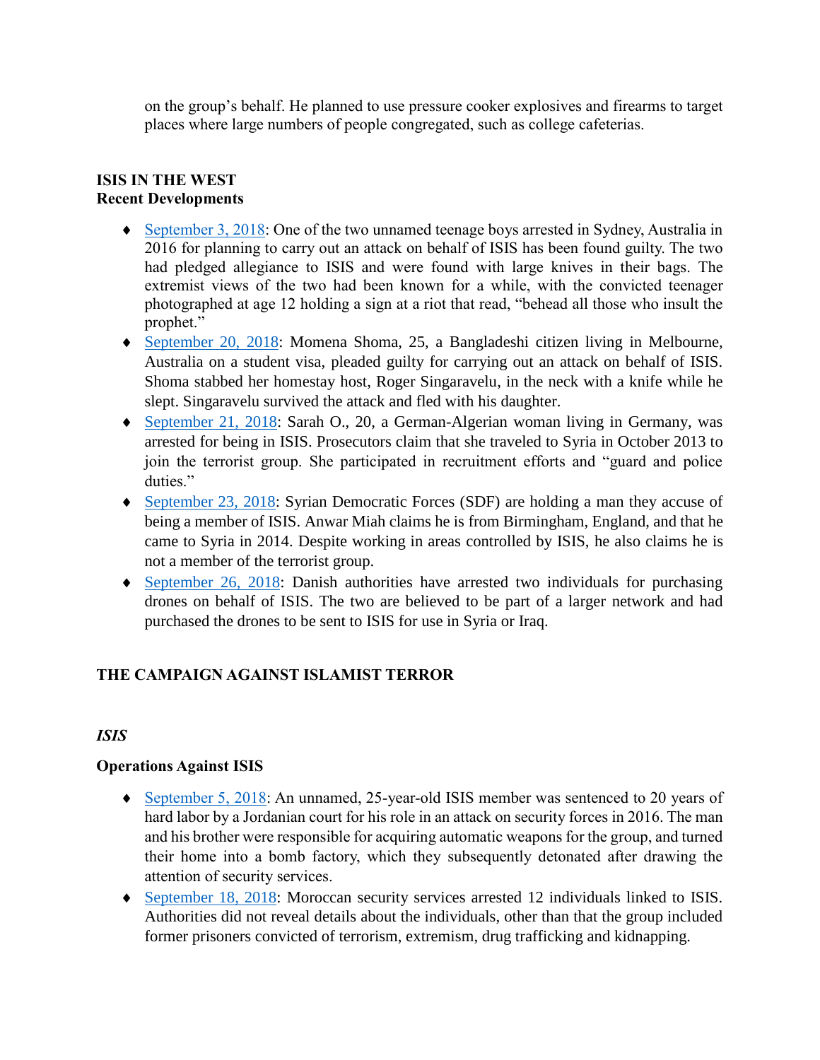on the group's behalf. He planned to use pressure cooker explosives and firearms to target places where large numbers of people congregated, such as college cafeterias.

**ISIS IN THE WEST**
**Recent Developments**

- September 3, 2018: One of the two unnamed teenage boys arrested in Sydney, Australia in 2016 for planning to carry out an attack on behalf of ISIS has been found guilty. The two had pledged allegiance to ISIS and were found with large knives in their bags. The extremist views of the two had been known for a while, with the convicted teenager photographed at age 12 holding a sign at a riot that read, "behead all those who insult the prophet."
- September 20, 2018: Momena Shoma, 25, a Bangladeshi citizen living in Melbourne, Australia on a student visa, pleaded guilty for carrying out an attack on behalf of ISIS. Shoma stabbed her homestay host, Roger Singaravelu, in the neck with a knife while he slept. Singaravelu survived the attack and fled with his daughter.
- September 21, 2018: Sarah O., 20, a German-Algerian woman living in Germany, was arrested for being in ISIS. Prosecutors claim that she traveled to Syria in October 2013 to join the terrorist group. She participated in recruitment efforts and "guard and police duties."
- September 23, 2018: Syrian Democratic Forces (SDF) are holding a man they accuse of being a member of ISIS. Anwar Miah claims he is from Birmingham, England, and that he came to Syria in 2014. Despite working in areas controlled by ISIS, he also claims he is not a member of the terrorist group.
- September 26, 2018: Danish authorities have arrested two individuals for purchasing drones on behalf of ISIS. The two are believed to be part of a larger network and had purchased the drones to be sent to ISIS for use in Syria or Iraq.

## THE CAMPAIGN AGAINST ISLAMIST TERROR

***ISIS***

**Operations Against ISIS**

- September 5, 2018: An unnamed, 25-year-old ISIS member was sentenced to 20 years of hard labor by a Jordanian court for his role in an attack on security forces in 2016. The man and his brother were responsible for acquiring automatic weapons for the group, and turned their home into a bomb factory, which they subsequently detonated after drawing the attention of security services.
- September 18, 2018: Moroccan security services arrested 12 individuals linked to ISIS. Authorities did not reveal details about the individuals, other than that the group included former prisoners convicted of terrorism, extremism, drug trafficking and kidnapping.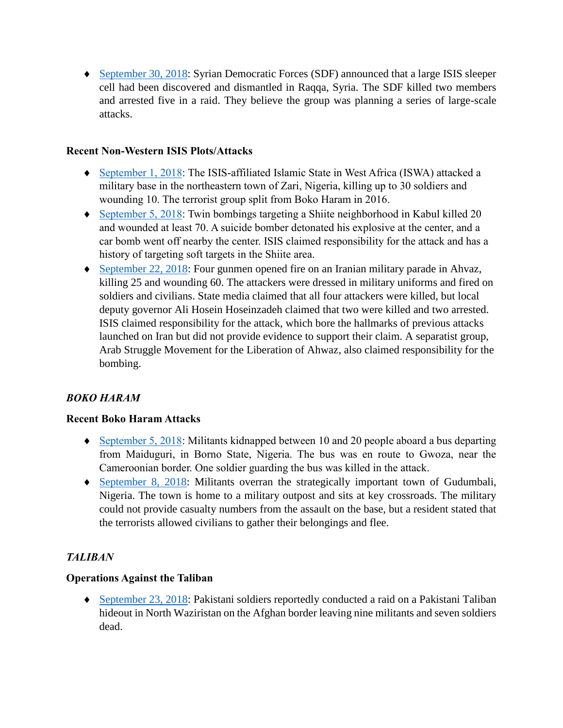- [September 30, 2018]: Syrian Democratic Forces (SDF) announced that a large ISIS sleeper cell had been discovered and dismantled in Raqqa, Syria. The SDF killed two members and arrested five in a raid. They believe the group was planning a series of large-scale attacks.

**Recent Non-Western ISIS Plots/Attacks**

- [September 1, 2018]: The ISIS-affiliated Islamic State in West Africa (ISWA) attacked a military base in the northeastern town of Zari, Nigeria, killing up to 30 soldiers and wounding 10. The terrorist group split from Boko Haram in 2016.
- [September 5, 2018]: Twin bombings targeting a Shiite neighborhood in Kabul killed 20 and wounded at least 70. A suicide bomber detonated his explosive at the center, and a car bomb went off nearby the center. ISIS claimed responsibility for the attack and has a history of targeting soft targets in the Shiite area.
- [September 22, 2018]: Four gunmen opened fire on an Iranian military parade in Ahvaz, killing 25 and wounding 60. The attackers were dressed in military uniforms and fired on soldiers and civilians. State media claimed that all four attackers were killed, but local deputy governor Ali Hosein Hoseinzadeh claimed that two were killed and two arrested. ISIS claimed responsibility for the attack, which bore the hallmarks of previous attacks launched on Iran but did not provide evidence to support their claim. A separatist group, Arab Struggle Movement for the Liberation of Ahwaz, also claimed responsibility for the bombing.

### *BOKO HARAM*

**Recent Boko Haram Attacks**

- [September 5, 2018]: Militants kidnapped between 10 and 20 people aboard a bus departing from Maiduguri, in Borno State, Nigeria. The bus was en route to Gwoza, near the Cameroonian border. One soldier guarding the bus was killed in the attack.
- [September 8, 2018]: Militants overran the strategically important town of Gudumbali, Nigeria. The town is home to a military outpost and sits at key crossroads. The military could not provide casualty numbers from the assault on the base, but a resident stated that the terrorists allowed civilians to gather their belongings and flee.

### *TALIBAN*

**Operations Against the Taliban**

- [September 23, 2018]: Pakistani soldiers reportedly conducted a raid on a Pakistani Taliban hideout in North Waziristan on the Afghan border leaving nine militants and seven soldiers dead.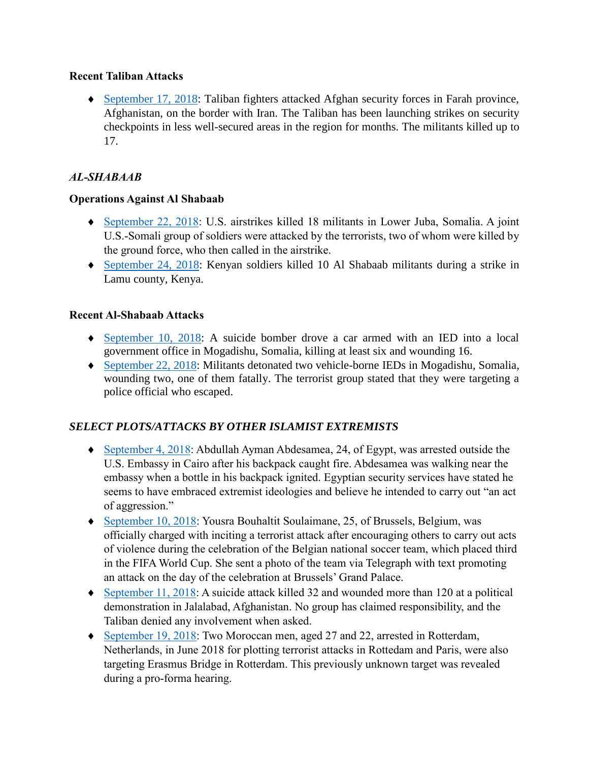**Recent Taliban Attacks**

- September 17, 2018: Taliban fighters attacked Afghan security forces in Farah province, Afghanistan, on the border with Iran. The Taliban has been launching strikes on security checkpoints in less well-secured areas in the region for months. The militants killed up to 17.

### *AL-SHABAAB*

**Operations Against Al Shabaab**

- September 22, 2018: U.S. airstrikes killed 18 militants in Lower Juba, Somalia. A joint U.S.-Somali group of soldiers were attacked by the terrorists, two of whom were killed by the ground force, who then called in the airstrike.
- September 24, 2018: Kenyan soldiers killed 10 Al Shabaab militants during a strike in Lamu county, Kenya.

**Recent Al-Shabaab Attacks**

- September 10, 2018: A suicide bomber drove a car armed with an IED into a local government office in Mogadishu, Somalia, killing at least six and wounding 16.
- September 22, 2018: Militants detonated two vehicle-borne IEDs in Mogadishu, Somalia, wounding two, one of them fatally. The terrorist group stated that they were targeting a police official who escaped.

### *SELECT PLOTS/ATTACKS BY OTHER ISLAMIST EXTREMISTS*

- September 4, 2018: Abdullah Ayman Abdesamea, 24, of Egypt, was arrested outside the U.S. Embassy in Cairo after his backpack caught fire. Abdesamea was walking near the embassy when a bottle in his backpack ignited. Egyptian security services have stated he seems to have embraced extremist ideologies and believe he intended to carry out "an act of aggression."
- September 10, 2018: Yousra Bouhaltit Soulaimane, 25, of Brussels, Belgium, was officially charged with inciting a terrorist attack after encouraging others to carry out acts of violence during the celebration of the Belgian national soccer team, which placed third in the FIFA World Cup. She sent a photo of the team via Telegraph with text promoting an attack on the day of the celebration at Brussels' Grand Palace.
- September 11, 2018: A suicide attack killed 32 and wounded more than 120 at a political demonstration in Jalalabad, Afghanistan. No group has claimed responsibility, and the Taliban denied any involvement when asked.
- September 19, 2018: Two Moroccan men, aged 27 and 22, arrested in Rotterdam, Netherlands, in June 2018 for plotting terrorist attacks in Rottedam and Paris, were also targeting Erasmus Bridge in Rotterdam. This previously unknown target was revealed during a pro-forma hearing.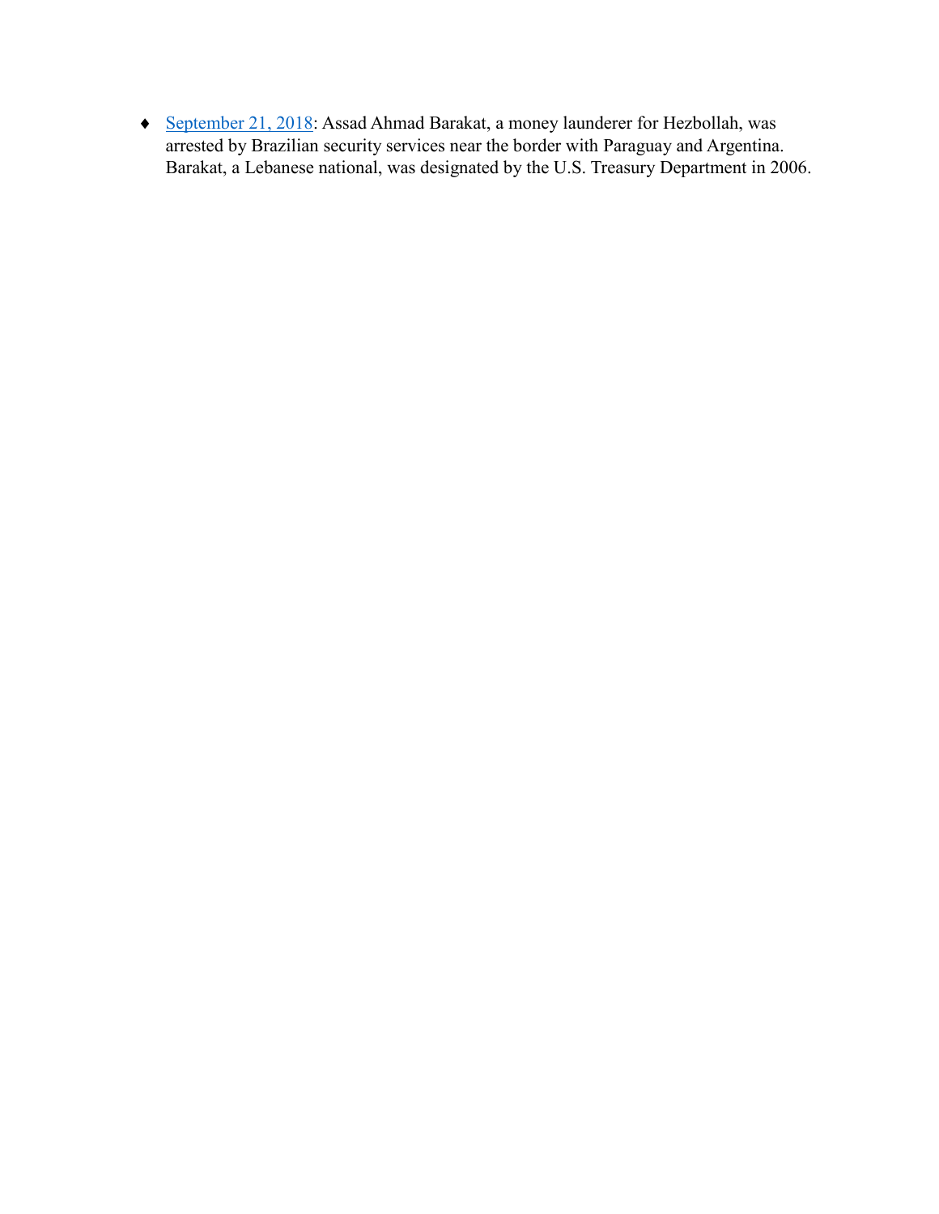- September 21, 2018: Assad Ahmad Barakat, a money launderer for Hezbollah, was arrested by Brazilian security services near the border with Paraguay and Argentina. Barakat, a Lebanese national, was designated by the U.S. Treasury Department in 2006.